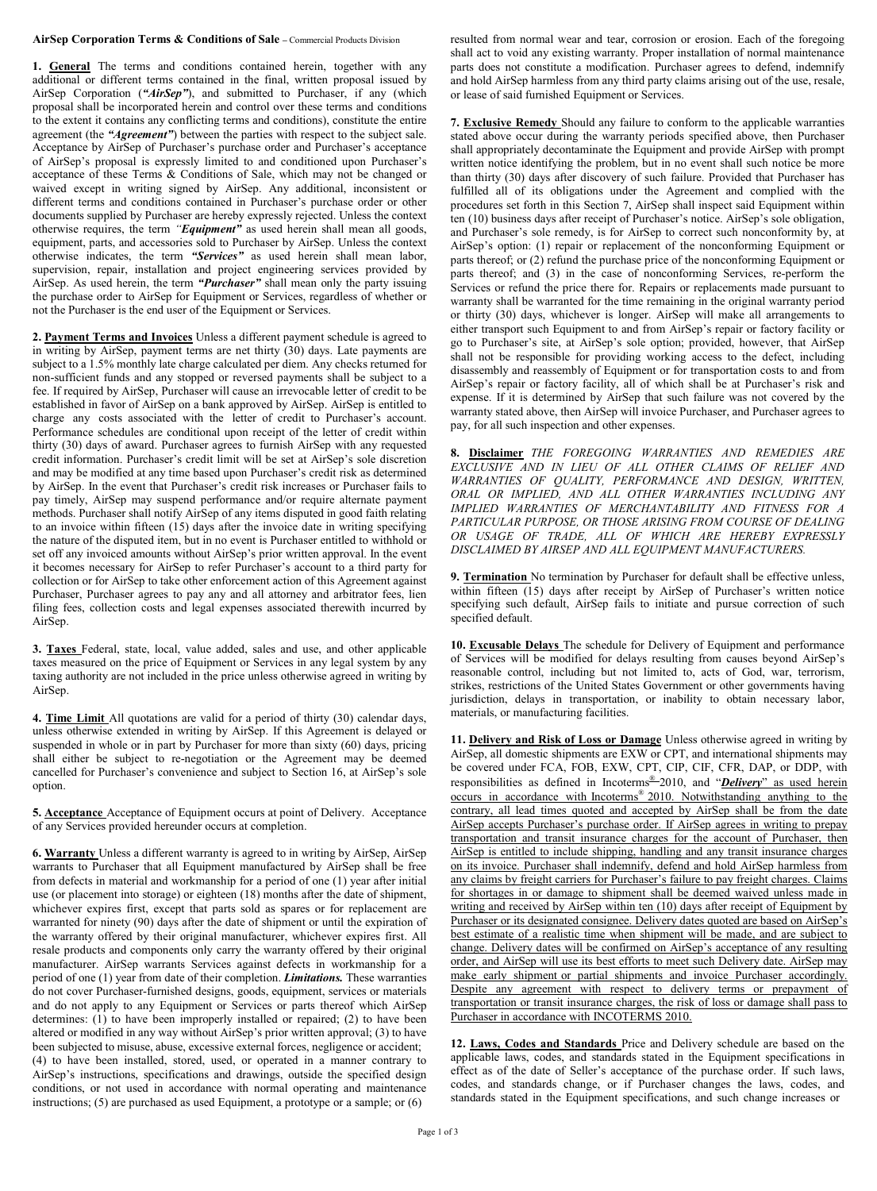**AirSep Corporation Terms & Conditions of Sale** – Commercial Products Division

**1. General** The terms and conditions contained herein, together with any additional or different terms contained in the final, written proposal issued by AirSep Corporation (***"AirSep"***), and submitted to Purchaser, if any (which proposal shall be incorporated herein and control over these terms and conditions to the extent it contains any conflicting terms and conditions), constitute the entire agreement (the ***"Agreement"***) between the parties with respect to the subject sale. Acceptance by AirSep of Purchaser's purchase order and Purchaser's acceptance of AirSep's proposal is expressly limited to and conditioned upon Purchaser's acceptance of these Terms & Conditions of Sale, which may not be changed or waived except in writing signed by AirSep. Any additional, inconsistent or different terms and conditions contained in Purchaser's purchase order or other documents supplied by Purchaser are hereby expressly rejected. Unless the context otherwise requires, the term ***"Equipment"*** as used herein shall mean all goods, equipment, parts, and accessories sold to Purchaser by AirSep. Unless the context otherwise indicates, the term ***"Services"*** as used herein shall mean labor, supervision, repair, installation and project engineering services provided by AirSep. As used herein, the term ***"Purchaser"*** shall mean only the party issuing the purchase order to AirSep for Equipment or Services, regardless of whether or not the Purchaser is the end user of the Equipment or Services.

**2. Payment Terms and Invoices** Unless a different payment schedule is agreed to in writing by AirSep, payment terms are net thirty (30) days. Late payments are subject to a 1.5% monthly late charge calculated per diem. Any checks returned for non-sufficient funds and any stopped or reversed payments shall be subject to a fee. If required by AirSep, Purchaser will cause an irrevocable letter of credit to be established in favor of AirSep on a bank approved by AirSep. AirSep is entitled to charge any costs associated with the letter of credit to Purchaser's account. Performance schedules are conditional upon receipt of the letter of credit within thirty (30) days of award. Purchaser agrees to furnish AirSep with any requested credit information. Purchaser's credit limit will be set at AirSep's sole discretion and may be modified at any time based upon Purchaser's credit risk as determined by AirSep. In the event that Purchaser's credit risk increases or Purchaser fails to pay timely, AirSep may suspend performance and/or require alternate payment methods. Purchaser shall notify AirSep of any items disputed in good faith relating to an invoice within fifteen (15) days after the invoice date in writing specifying the nature of the disputed item, but in no event is Purchaser entitled to withhold or set off any invoiced amounts without AirSep's prior written approval. In the event it becomes necessary for AirSep to refer Purchaser's account to a third party for collection or for AirSep to take other enforcement action of this Agreement against Purchaser, Purchaser agrees to pay any and all attorney and arbitrator fees, lien filing fees, collection costs and legal expenses associated therewith incurred by AirSep.

**3. Taxes** Federal, state, local, value added, sales and use, and other applicable taxes measured on the price of Equipment or Services in any legal system by any taxing authority are not included in the price unless otherwise agreed in writing by AirSep.

**4. Time Limit** All quotations are valid for a period of thirty (30) calendar days, unless otherwise extended in writing by AirSep. If this Agreement is delayed or suspended in whole or in part by Purchaser for more than sixty (60) days, pricing shall either be subject to re-negotiation or the Agreement may be deemed cancelled for Purchaser's convenience and subject to Section 16, at AirSep's sole option.

**5. Acceptance** Acceptance of Equipment occurs at point of Delivery. Acceptance of any Services provided hereunder occurs at completion.

**6. Warranty** Unless a different warranty is agreed to in writing by AirSep, AirSep warrants to Purchaser that all Equipment manufactured by AirSep shall be free from defects in material and workmanship for a period of one (1) year after initial use (or placement into storage) or eighteen (18) months after the date of shipment, whichever expires first, except that parts sold as spares or for replacement are warranted for ninety (90) days after the date of shipment or until the expiration of the warranty offered by their original manufacturer, whichever expires first. All resale products and components only carry the warranty offered by their original manufacturer. AirSep warrants Services against defects in workmanship for a period of one (1) year from date of their completion. ***Limitations.*** These warranties do not cover Purchaser-furnished designs, goods, equipment, services or materials and do not apply to any Equipment or Services or parts thereof which AirSep determines: (1) to have been improperly installed or repaired; (2) to have been altered or modified in any way without AirSep's prior written approval; (3) to have been subjected to misuse, abuse, excessive external forces, negligence or accident; (4) to have been installed, stored, used, or operated in a manner contrary to AirSep's instructions, specifications and drawings, outside the specified design conditions, or not used in accordance with normal operating and maintenance instructions; (5) are purchased as used Equipment, a prototype or a sample; or (6) resulted from normal wear and tear, corrosion or erosion. Each of the foregoing shall act to void any existing warranty. Proper installation of normal maintenance parts does not constitute a modification. Purchaser agrees to defend, indemnify and hold AirSep harmless from any third party claims arising out of the use, resale, or lease of said furnished Equipment or Services.

**7. Exclusive Remedy** Should any failure to conform to the applicable warranties stated above occur during the warranty periods specified above, then Purchaser shall appropriately decontaminate the Equipment and provide AirSep with prompt written notice identifying the problem, but in no event shall such notice be more than thirty (30) days after discovery of such failure. Provided that Purchaser has fulfilled all of its obligations under the Agreement and complied with the procedures set forth in this Section 7, AirSep shall inspect said Equipment within ten (10) business days after receipt of Purchaser's notice. AirSep's sole obligation, and Purchaser's sole remedy, is for AirSep to correct such nonconformity by, at AirSep's option: (1) repair or replacement of the nonconforming Equipment or parts thereof; or (2) refund the purchase price of the nonconforming Equipment or parts thereof; and (3) in the case of nonconforming Services, re-perform the Services or refund the price there for. Repairs or replacements made pursuant to warranty shall be warranted for the time remaining in the original warranty period or thirty (30) days, whichever is longer. AirSep will make all arrangements to either transport such Equipment to and from AirSep's repair or factory facility or go to Purchaser's site, at AirSep's sole option; provided, however, that AirSep shall not be responsible for providing working access to the defect, including disassembly and reassembly of Equipment or for transportation costs to and from AirSep's repair or factory facility, all of which shall be at Purchaser's risk and expense. If it is determined by AirSep that such failure was not covered by the warranty stated above, then AirSep will invoice Purchaser, and Purchaser agrees to pay, for all such inspection and other expenses.

**8. Disclaimer** *THE FOREGOING WARRANTIES AND REMEDIES ARE EXCLUSIVE AND IN LIEU OF ALL OTHER CLAIMS OF RELIEF AND WARRANTIES OF QUALITY, PERFORMANCE AND DESIGN, WRITTEN, ORAL OR IMPLIED, AND ALL OTHER WARRANTIES INCLUDING ANY IMPLIED WARRANTIES OF MERCHANTABILITY AND FITNESS FOR A PARTICULAR PURPOSE, OR THOSE ARISING FROM COURSE OF DEALING OR USAGE OF TRADE, ALL OF WHICH ARE HEREBY EXPRESSLY DISCLAIMED BY AIRSEP AND ALL EQUIPMENT MANUFACTURERS.*

**9. Termination** No termination by Purchaser for default shall be effective unless, within fifteen (15) days after receipt by AirSep of Purchaser's written notice specifying such default, AirSep fails to initiate and pursue correction of such specified default.

**10. Excusable Delays** The schedule for Delivery of Equipment and performance of Services will be modified for delays resulting from causes beyond AirSep's reasonable control, including but not limited to, acts of God, war, terrorism, strikes, restrictions of the United States Government or other governments having jurisdiction, delays in transportation, or inability to obtain necessary labor, materials, or manufacturing facilities.

**11. Delivery and Risk of Loss or Damage** Unless otherwise agreed in writing by AirSep, all domestic shipments are EXW or CPT, and international shipments may be covered under FCA, FOB, EXW, CPT, CIP, CIF, CFR, DAP, or DDP, with responsibilities as defined in Incoterms® 2010, and "***Delivery***" as used herein occurs in accordance with Incoterms® 2010. Notwithstanding anything to the contrary, all lead times quoted and accepted by AirSep shall be from the date AirSep accepts Purchaser's purchase order. If AirSep agrees in writing to prepay transportation and transit insurance charges for the account of Purchaser, then AirSep is entitled to include shipping, handling and any transit insurance charges on its invoice. Purchaser shall indemnify, defend and hold AirSep harmless from any claims by freight carriers for Purchaser's failure to pay freight charges. Claims for shortages in or damage to shipment shall be deemed waived unless made in writing and received by AirSep within ten (10) days after receipt of Equipment by Purchaser or its designated consignee. Delivery dates quoted are based on AirSep's best estimate of a realistic time when shipment will be made, and are subject to change. Delivery dates will be confirmed on AirSep's acceptance of any resulting order, and AirSep will use its best efforts to meet such Delivery date. AirSep may make early shipment or partial shipments and invoice Purchaser accordingly. Despite any agreement with respect to delivery terms or prepayment of transportation or transit insurance charges, the risk of loss or damage shall pass to Purchaser in accordance with INCOTERMS 2010.

**12. Laws, Codes and Standards** Price and Delivery schedule are based on the applicable laws, codes, and standards stated in the Equipment specifications in effect as of the date of Seller's acceptance of the purchase order. If such laws, codes, and standards change, or if Purchaser changes the laws, codes, and standards stated in the Equipment specifications, and such change increases or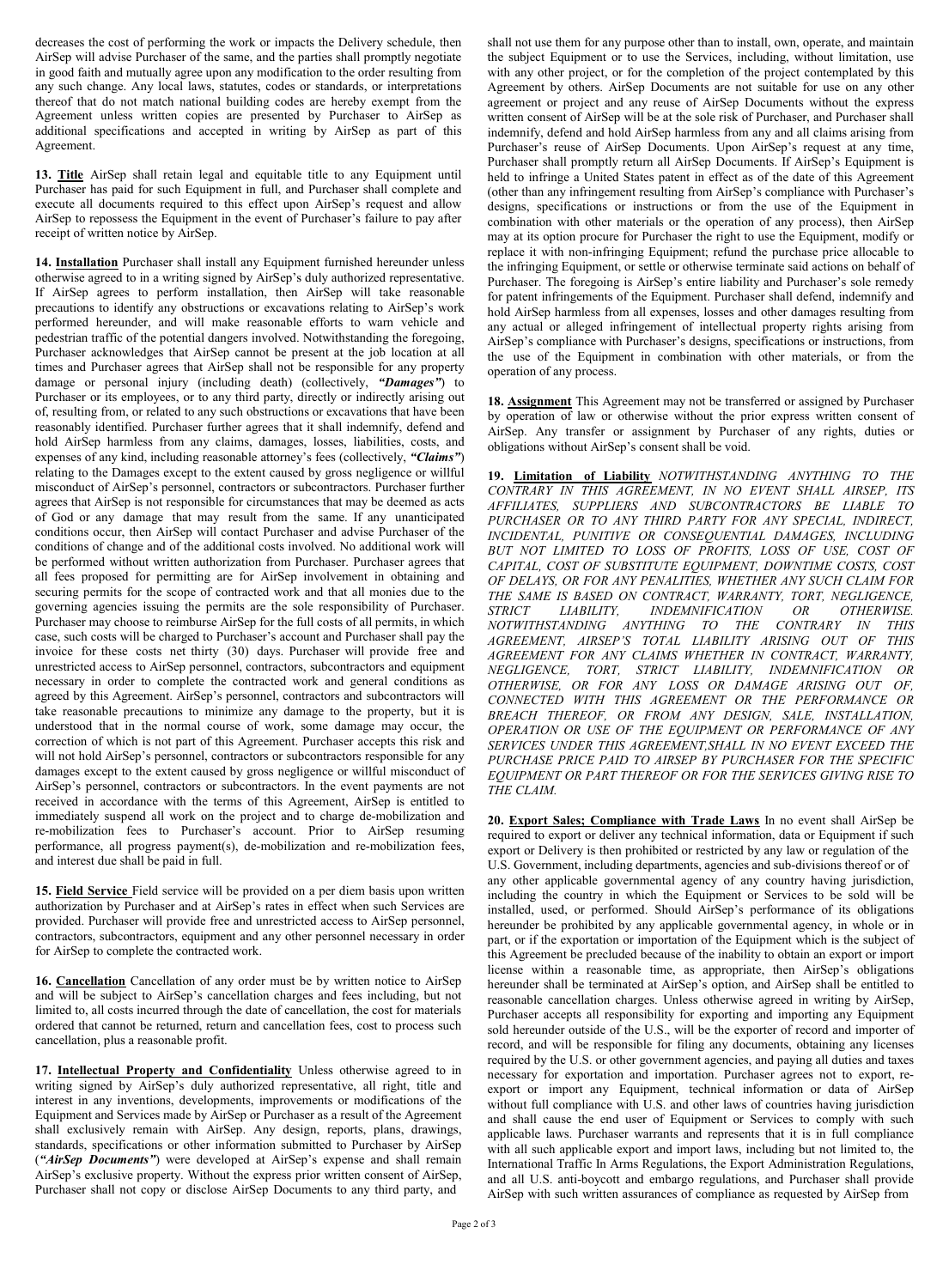decreases the cost of performing the work or impacts the Delivery schedule, then AirSep will advise Purchaser of the same, and the parties shall promptly negotiate in good faith and mutually agree upon any modification to the order resulting from any such change. Any local laws, statutes, codes or standards, or interpretations thereof that do not match national building codes are hereby exempt from the Agreement unless written copies are presented by Purchaser to AirSep as additional specifications and accepted in writing by AirSep as part of this Agreement.

**13. Title** AirSep shall retain legal and equitable title to any Equipment until Purchaser has paid for such Equipment in full, and Purchaser shall complete and execute all documents required to this effect upon AirSep's request and allow AirSep to repossess the Equipment in the event of Purchaser's failure to pay after receipt of written notice by AirSep.

**14. Installation** Purchaser shall install any Equipment furnished hereunder unless otherwise agreed to in a writing signed by AirSep's duly authorized representative. If AirSep agrees to perform installation, then AirSep will take reasonable precautions to identify any obstructions or excavations relating to AirSep's work performed hereunder, and will make reasonable efforts to warn vehicle and pedestrian traffic of the potential dangers involved. Notwithstanding the foregoing, Purchaser acknowledges that AirSep cannot be present at the job location at all times and Purchaser agrees that AirSep shall not be responsible for any property damage or personal injury (including death) (collectively, ***"Damages"***) to Purchaser or its employees, or to any third party, directly or indirectly arising out of, resulting from, or related to any such obstructions or excavations that have been reasonably identified. Purchaser further agrees that it shall indemnify, defend and hold AirSep harmless from any claims, damages, losses, liabilities, costs, and expenses of any kind, including reasonable attorney's fees (collectively, ***"Claims"***) relating to the Damages except to the extent caused by gross negligence or willful misconduct of AirSep's personnel, contractors or subcontractors. Purchaser further agrees that AirSep is not responsible for circumstances that may be deemed as acts of God or any damage that may result from the same. If any unanticipated conditions occur, then AirSep will contact Purchaser and advise Purchaser of the conditions of change and of the additional costs involved. No additional work will be performed without written authorization from Purchaser. Purchaser agrees that all fees proposed for permitting are for AirSep involvement in obtaining and securing permits for the scope of contracted work and that all monies due to the governing agencies issuing the permits are the sole responsibility of Purchaser. Purchaser may choose to reimburse AirSep for the full costs of all permits, in which case, such costs will be charged to Purchaser's account and Purchaser shall pay the invoice for these costs net thirty (30) days. Purchaser will provide free and unrestricted access to AirSep personnel, contractors, subcontractors and equipment necessary in order to complete the contracted work and general conditions as agreed by this Agreement. AirSep's personnel, contractors and subcontractors will take reasonable precautions to minimize any damage to the property, but it is understood that in the normal course of work, some damage may occur, the correction of which is not part of this Agreement. Purchaser accepts this risk and will not hold AirSep's personnel, contractors or subcontractors responsible for any damages except to the extent caused by gross negligence or willful misconduct of AirSep's personnel, contractors or subcontractors. In the event payments are not received in accordance with the terms of this Agreement, AirSep is entitled to immediately suspend all work on the project and to charge de-mobilization and re-mobilization fees to Purchaser's account. Prior to AirSep resuming performance, all progress payment(s), de-mobilization and re-mobilization fees, and interest due shall be paid in full.

**15. Field Service** Field service will be provided on a per diem basis upon written authorization by Purchaser and at AirSep's rates in effect when such Services are provided. Purchaser will provide free and unrestricted access to AirSep personnel, contractors, subcontractors, equipment and any other personnel necessary in order for AirSep to complete the contracted work.

**16. Cancellation** Cancellation of any order must be by written notice to AirSep and will be subject to AirSep's cancellation charges and fees including, but not limited to, all costs incurred through the date of cancellation, the cost for materials ordered that cannot be returned, return and cancellation fees, cost to process such cancellation, plus a reasonable profit.

**17. Intellectual Property and Confidentiality** Unless otherwise agreed to in writing signed by AirSep's duly authorized representative, all right, title and interest in any inventions, developments, improvements or modifications of the Equipment and Services made by AirSep or Purchaser as a result of the Agreement shall exclusively remain with AirSep. Any design, reports, plans, drawings, standards, specifications or other information submitted to Purchaser by AirSep (***"AirSep Documents"***) were developed at AirSep's expense and shall remain AirSep's exclusive property. Without the express prior written consent of AirSep, Purchaser shall not copy or disclose AirSep Documents to any third party, and shall not use them for any purpose other than to install, own, operate, and maintain the subject Equipment or to use the Services, including, without limitation, use with any other project, or for the completion of the project contemplated by this Agreement by others. AirSep Documents are not suitable for use on any other agreement or project and any reuse of AirSep Documents without the express written consent of AirSep will be at the sole risk of Purchaser, and Purchaser shall indemnify, defend and hold AirSep harmless from any and all claims arising from Purchaser's reuse of AirSep Documents. Upon AirSep's request at any time, Purchaser shall promptly return all AirSep Documents. If AirSep's Equipment is held to infringe a United States patent in effect as of the date of this Agreement (other than any infringement resulting from AirSep's compliance with Purchaser's designs, specifications or instructions or from the use of the Equipment in combination with other materials or the operation of any process), then AirSep may at its option procure for Purchaser the right to use the Equipment, modify or replace it with non-infringing Equipment; refund the purchase price allocable to the infringing Equipment, or settle or otherwise terminate said actions on behalf of Purchaser. The foregoing is AirSep's entire liability and Purchaser's sole remedy for patent infringements of the Equipment. Purchaser shall defend, indemnify and hold AirSep harmless from all expenses, losses and other damages resulting from any actual or alleged infringement of intellectual property rights arising from AirSep's compliance with Purchaser's designs, specifications or instructions, from the use of the Equipment in combination with other materials, or from the operation of any process.

**18. Assignment** This Agreement may not be transferred or assigned by Purchaser by operation of law or otherwise without the prior express written consent of AirSep. Any transfer or assignment by Purchaser of any rights, duties or obligations without AirSep's consent shall be void.

**19. Limitation of Liability** *NOTWITHSTANDING ANYTHING TO THE CONTRARY IN THIS AGREEMENT, IN NO EVENT SHALL AIRSEP, ITS AFFILIATES, SUPPLIERS AND SUBCONTRACTORS BE LIABLE TO PURCHASER OR TO ANY THIRD PARTY FOR ANY SPECIAL, INDIRECT, INCIDENTAL, PUNITIVE OR CONSEQUENTIAL DAMAGES, INCLUDING BUT NOT LIMITED TO LOSS OF PROFITS, LOSS OF USE, COST OF CAPITAL, COST OF SUBSTITUTE EQUIPMENT, DOWNTIME COSTS, COST OF DELAYS, OR FOR ANY PENALITIES, WHETHER ANY SUCH CLAIM FOR THE SAME IS BASED ON CONTRACT, WARRANTY, TORT, NEGLIGENCE, STRICT LIABILITY, INDEMNIFICATION OR OTHERWISE. NOTWITHSTANDING ANYTHING TO THE CONTRARY IN THIS AGREEMENT, AIRSEP'S TOTAL LIABILITY ARISING OUT OF THIS AGREEMENT FOR ANY CLAIMS WHETHER IN CONTRACT, WARRANTY, NEGLIGENCE, TORT, STRICT LIABILITY, INDEMNIFICATION OR OTHERWISE, OR FOR ANY LOSS OR DAMAGE ARISING OUT OF, CONNECTED WITH THIS AGREEMENT OR THE PERFORMANCE OR BREACH THEREOF, OR FROM ANY DESIGN, SALE, INSTALLATION, OPERATION OR USE OF THE EQUIPMENT OR PERFORMANCE OF ANY SERVICES UNDER THIS AGREEMENT,SHALL IN NO EVENT EXCEED THE PURCHASE PRICE PAID TO AIRSEP BY PURCHASER FOR THE SPECIFIC EQUIPMENT OR PART THEREOF OR FOR THE SERVICES GIVING RISE TO THE CLAIM.*

**20. Export Sales; Compliance with Trade Laws** In no event shall AirSep be required to export or deliver any technical information, data or Equipment if such export or Delivery is then prohibited or restricted by any law or regulation of the U.S. Government, including departments, agencies and sub-divisions thereof or of any other applicable governmental agency of any country having jurisdiction, including the country in which the Equipment or Services to be sold will be installed, used, or performed. Should AirSep's performance of its obligations hereunder be prohibited by any applicable governmental agency, in whole or in part, or if the exportation or importation of the Equipment which is the subject of this Agreement be precluded because of the inability to obtain an export or import license within a reasonable time, as appropriate, then AirSep's obligations hereunder shall be terminated at AirSep's option, and AirSep shall be entitled to reasonable cancellation charges. Unless otherwise agreed in writing by AirSep, Purchaser accepts all responsibility for exporting and importing any Equipment sold hereunder outside of the U.S., will be the exporter of record and importer of record, and will be responsible for filing any documents, obtaining any licenses required by the U.S. or other government agencies, and paying all duties and taxes necessary for exportation and importation. Purchaser agrees not to export, re-export or import any Equipment, technical information or data of AirSep without full compliance with U.S. and other laws of countries having jurisdiction and shall cause the end user of Equipment or Services to comply with such applicable laws. Purchaser warrants and represents that it is in full compliance with all such applicable export and import laws, including but not limited to, the International Traffic In Arms Regulations, the Export Administration Regulations, and all U.S. anti-boycott and embargo regulations, and Purchaser shall provide AirSep with such written assurances of compliance as requested by AirSep from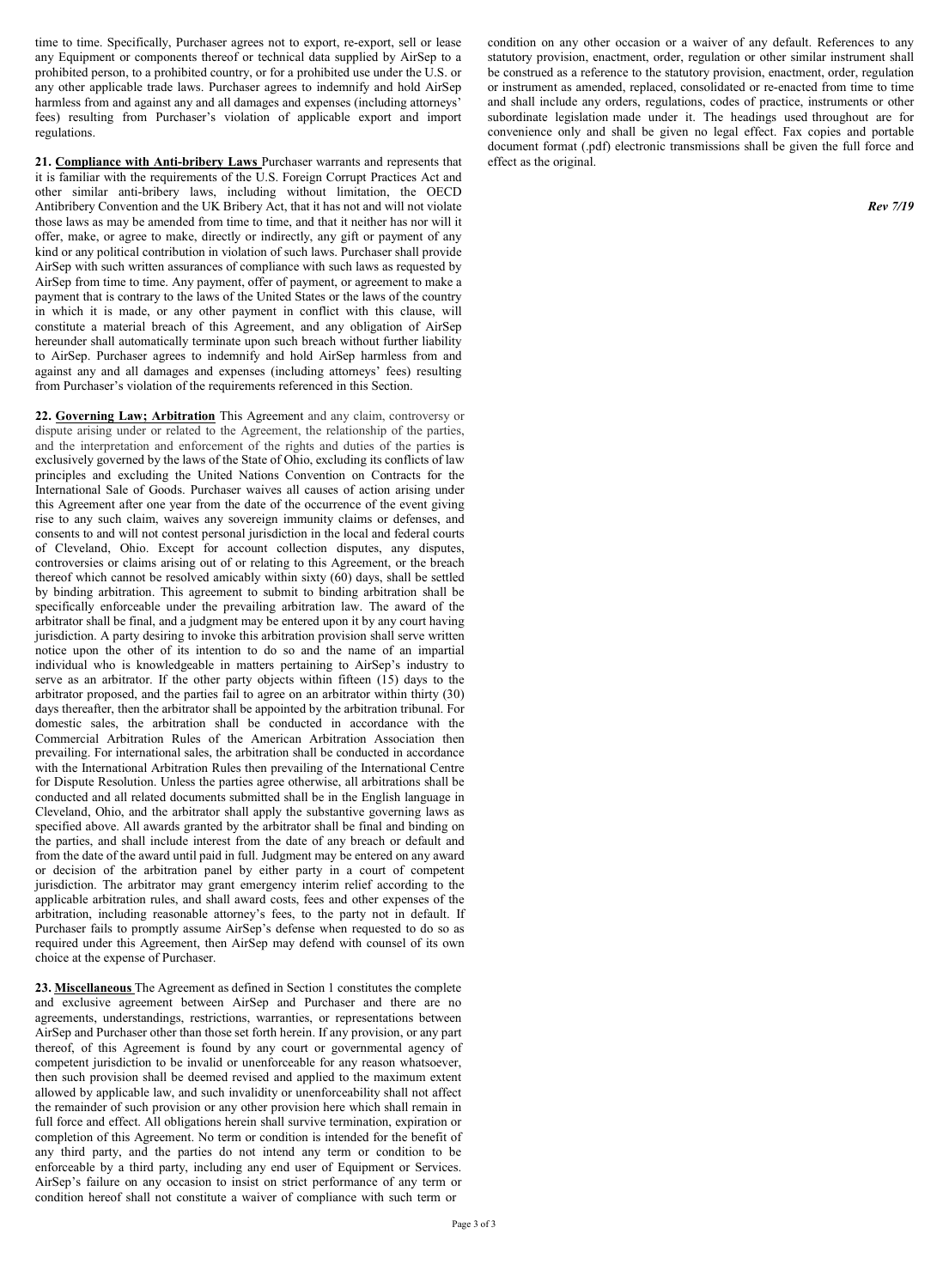time to time. Specifically, Purchaser agrees not to export, re-export, sell or lease any Equipment or components thereof or technical data supplied by AirSep to a prohibited person, to a prohibited country, or for a prohibited use under the U.S. or any other applicable trade laws. Purchaser agrees to indemnify and hold AirSep harmless from and against any and all damages and expenses (including attorneys' fees) resulting from Purchaser's violation of applicable export and import regulations.

**21. Compliance with Anti-bribery Laws** Purchaser warrants and represents that it is familiar with the requirements of the U.S. Foreign Corrupt Practices Act and other similar anti-bribery laws, including without limitation, the OECD Antibribery Convention and the UK Bribery Act, that it has not and will not violate those laws as may be amended from time to time, and that it neither has nor will it offer, make, or agree to make, directly or indirectly, any gift or payment of any kind or any political contribution in violation of such laws. Purchaser shall provide AirSep with such written assurances of compliance with such laws as requested by AirSep from time to time. Any payment, offer of payment, or agreement to make a payment that is contrary to the laws of the United States or the laws of the country in which it is made, or any other payment in conflict with this clause, will constitute a material breach of this Agreement, and any obligation of AirSep hereunder shall automatically terminate upon such breach without further liability to AirSep. Purchaser agrees to indemnify and hold AirSep harmless from and against any and all damages and expenses (including attorneys' fees) resulting from Purchaser's violation of the requirements referenced in this Section.

**22. Governing Law; Arbitration** This Agreement and any claim, controversy or dispute arising under or related to the Agreement, the relationship of the parties, and the interpretation and enforcement of the rights and duties of the parties is exclusively governed by the laws of the State of Ohio, excluding its conflicts of law principles and excluding the United Nations Convention on Contracts for the International Sale of Goods. Purchaser waives all causes of action arising under this Agreement after one year from the date of the occurrence of the event giving rise to any such claim, waives any sovereign immunity claims or defenses, and consents to and will not contest personal jurisdiction in the local and federal courts of Cleveland, Ohio. Except for account collection disputes, any disputes, controversies or claims arising out of or relating to this Agreement, or the breach thereof which cannot be resolved amicably within sixty (60) days, shall be settled by binding arbitration. This agreement to submit to binding arbitration shall be specifically enforceable under the prevailing arbitration law. The award of the arbitrator shall be final, and a judgment may be entered upon it by any court having jurisdiction. A party desiring to invoke this arbitration provision shall serve written notice upon the other of its intention to do so and the name of an impartial individual who is knowledgeable in matters pertaining to AirSep's industry to serve as an arbitrator. If the other party objects within fifteen (15) days to the arbitrator proposed, and the parties fail to agree on an arbitrator within thirty (30) days thereafter, then the arbitrator shall be appointed by the arbitration tribunal. For domestic sales, the arbitration shall be conducted in accordance with the Commercial Arbitration Rules of the American Arbitration Association then prevailing. For international sales, the arbitration shall be conducted in accordance with the International Arbitration Rules then prevailing of the International Centre for Dispute Resolution. Unless the parties agree otherwise, all arbitrations shall be conducted and all related documents submitted shall be in the English language in Cleveland, Ohio, and the arbitrator shall apply the substantive governing laws as specified above. All awards granted by the arbitrator shall be final and binding on the parties, and shall include interest from the date of any breach or default and from the date of the award until paid in full. Judgment may be entered on any award or decision of the arbitration panel by either party in a court of competent jurisdiction. The arbitrator may grant emergency interim relief according to the applicable arbitration rules, and shall award costs, fees and other expenses of the arbitration, including reasonable attorney's fees, to the party not in default. If Purchaser fails to promptly assume AirSep's defense when requested to do so as required under this Agreement, then AirSep may defend with counsel of its own choice at the expense of Purchaser.

**23. Miscellaneous** The Agreement as defined in Section 1 constitutes the complete and exclusive agreement between AirSep and Purchaser and there are no agreements, understandings, restrictions, warranties, or representations between AirSep and Purchaser other than those set forth herein. If any provision, or any part thereof, of this Agreement is found by any court or governmental agency of competent jurisdiction to be invalid or unenforceable for any reason whatsoever, then such provision shall be deemed revised and applied to the maximum extent allowed by applicable law, and such invalidity or unenforceability shall not affect the remainder of such provision or any other provision here which shall remain in full force and effect. All obligations herein shall survive termination, expiration or completion of this Agreement. No term or condition is intended for the benefit of any third party, and the parties do not intend any term or condition to be enforceable by a third party, including any end user of Equipment or Services. AirSep's failure on any occasion to insist on strict performance of any term or condition hereof shall not constitute a waiver of compliance with such term or condition on any other occasion or a waiver of any default. References to any statutory provision, enactment, order, regulation or other similar instrument shall be construed as a reference to the statutory provision, enactment, order, regulation or instrument as amended, replaced, consolidated or re-enacted from time to time and shall include any orders, regulations, codes of practice, instruments or other subordinate legislation made under it. The headings used throughout are for convenience only and shall be given no legal effect. Fax copies and portable document format (.pdf) electronic transmissions shall be given the full force and effect as the original.

***Rev 7/19***